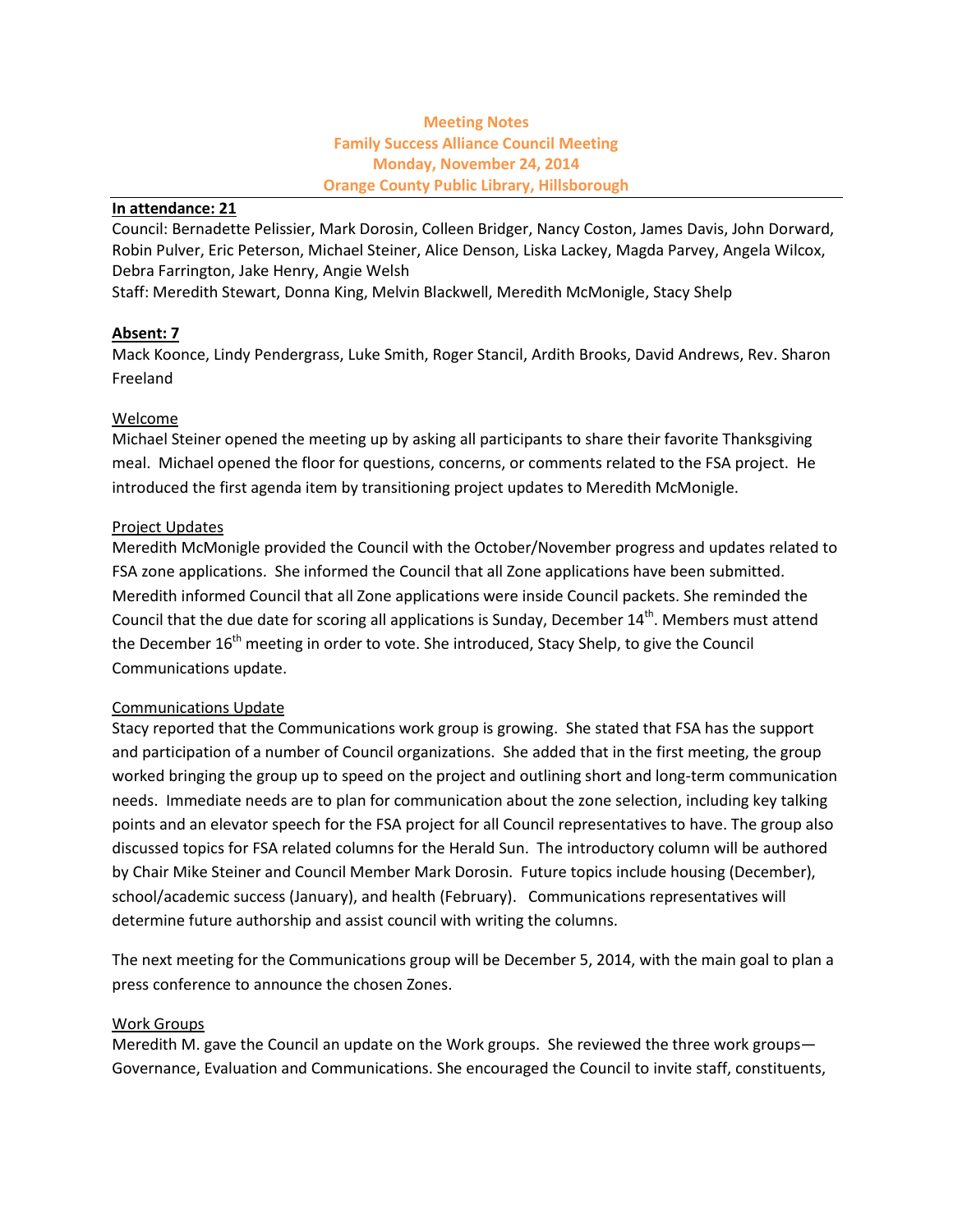# Meeting Notes
## Family Success Alliance Council Meeting
## Monday, November 24, 2014
## Orange County Public Library, Hillsborough

**In attendance: 21**

Council: Bernadette Pelissier, Mark Dorosin, Colleen Bridger, Nancy Coston, James Davis, John Dorward, Robin Pulver, Eric Peterson, Michael Steiner, Alice Denson, Liska Lackey, Magda Parvey, Angela Wilcox, Debra Farrington, Jake Henry, Angie Welsh

Staff: Meredith Stewart, Donna King, Melvin Blackwell, Meredith McMonigle, Stacy Shelp

**Absent: 7**

Mack Koonce, Lindy Pendergrass, Luke Smith, Roger Stancil, Ardith Brooks, David Andrews, Rev. Sharon Freeland

### Welcome

Michael Steiner opened the meeting up by asking all participants to share their favorite Thanksgiving meal. Michael opened the floor for questions, concerns, or comments related to the FSA project. He introduced the first agenda item by transitioning project updates to Meredith McMonigle.

### Project Updates

Meredith McMonigle provided the Council with the October/November progress and updates related to FSA zone applications. She informed the Council that all Zone applications have been submitted. Meredith informed Council that all Zone applications were inside Council packets. She reminded the Council that the due date for scoring all applications is Sunday, December 14th. Members must attend the December 16th meeting in order to vote. She introduced, Stacy Shelp, to give the Council Communications update.

### Communications Update

Stacy reported that the Communications work group is growing. She stated that FSA has the support and participation of a number of Council organizations. She added that in the first meeting, the group worked bringing the group up to speed on the project and outlining short and long-term communication needs. Immediate needs are to plan for communication about the zone selection, including key talking points and an elevator speech for the FSA project for all Council representatives to have. The group also discussed topics for FSA related columns for the Herald Sun. The introductory column will be authored by Chair Mike Steiner and Council Member Mark Dorosin. Future topics include housing (December), school/academic success (January), and health (February). Communications representatives will determine future authorship and assist council with writing the columns.

The next meeting for the Communications group will be December 5, 2014, with the main goal to plan a press conference to announce the chosen Zones.

### Work Groups

Meredith M. gave the Council an update on the Work groups. She reviewed the three work groups—Governance, Evaluation and Communications. She encouraged the Council to invite staff, constituents,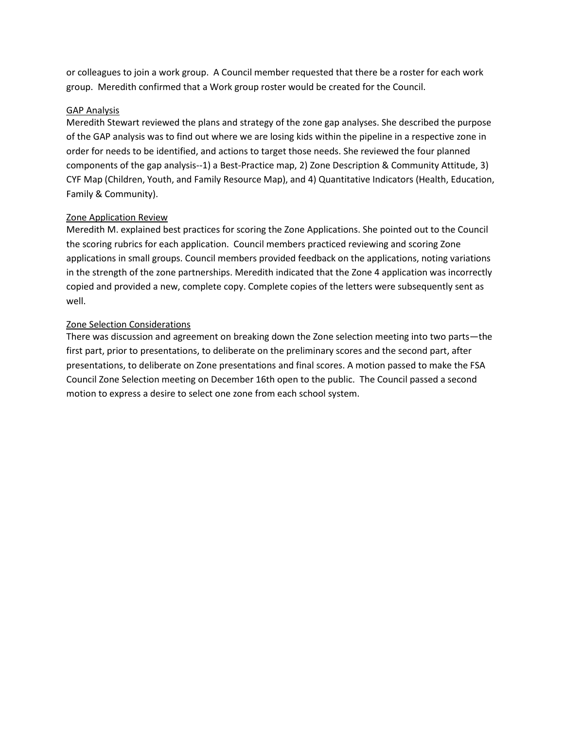or colleagues to join a work group. A Council member requested that there be a roster for each work group. Meredith confirmed that a Work group roster would be created for the Council.

<u>GAP Analysis</u>

Meredith Stewart reviewed the plans and strategy of the zone gap analyses. She described the purpose of the GAP analysis was to find out where we are losing kids within the pipeline in a respective zone in order for needs to be identified, and actions to target those needs. She reviewed the four planned components of the gap analysis--1) a Best-Practice map, 2) Zone Description & Community Attitude, 3) CYF Map (Children, Youth, and Family Resource Map), and 4) Quantitative Indicators (Health, Education, Family & Community).

<u>Zone Application Review</u>

Meredith M. explained best practices for scoring the Zone Applications. She pointed out to the Council the scoring rubrics for each application. Council members practiced reviewing and scoring Zone applications in small groups. Council members provided feedback on the applications, noting variations in the strength of the zone partnerships. Meredith indicated that the Zone 4 application was incorrectly copied and provided a new, complete copy. Complete copies of the letters were subsequently sent as well.

<u>Zone Selection Considerations</u>

There was discussion and agreement on breaking down the Zone selection meeting into two parts—the first part, prior to presentations, to deliberate on the preliminary scores and the second part, after presentations, to deliberate on Zone presentations and final scores. A motion passed to make the FSA Council Zone Selection meeting on December 16th open to the public. The Council passed a second motion to express a desire to select one zone from each school system.